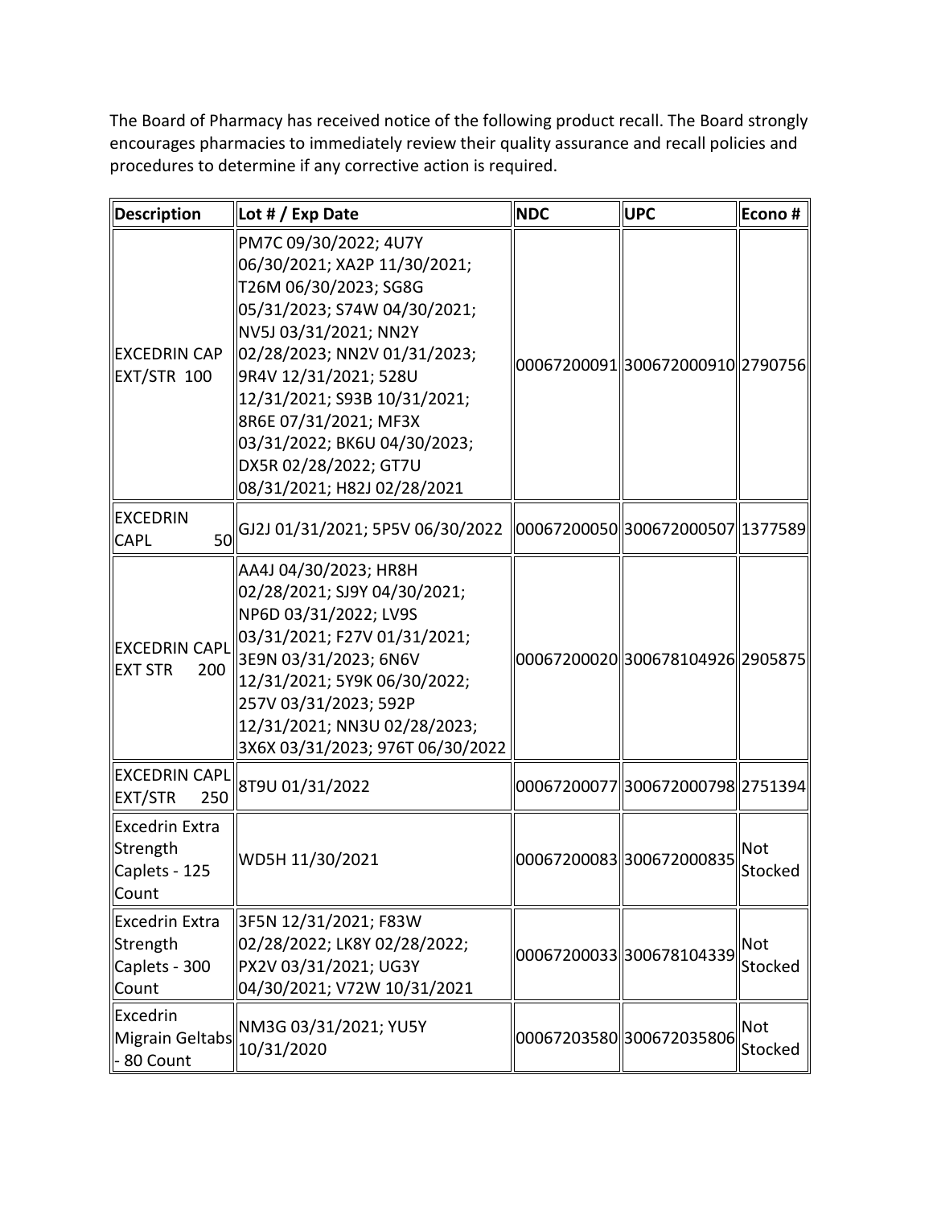The Board of Pharmacy has received notice of the following product recall. The Board strongly encourages pharmacies to immediately review their quality assurance and recall policies and procedures to determine if any corrective action is required.

| Description | Lot # / Exp Date | NDC | UPC | Econo # |
|---|---|---|---|---|
| EXCEDRIN CAP EXT/STR 100 | PM7C 09/30/2022; 4U7Y 06/30/2021; XA2P 11/30/2021; T26M 06/30/2023; SG8G 05/31/2023; S74W 04/30/2021; NV5J 03/31/2021; NN2Y 02/28/2023; NN2V 01/31/2023; 9R4V 12/31/2021; 528U 12/31/2021; S93B 10/31/2021; 8R6E 07/31/2021; MF3X 03/31/2022; BK6U 04/30/2023; DX5R 02/28/2022; GT7U 08/31/2021; H82J 02/28/2021 | 00067200091 | 300672000910 | 2790756 |
| EXCEDRIN CAPL 50 | GJ2J 01/31/2021; 5P5V 06/30/2022 | 00067200050 | 300672000507 | 1377589 |
| EXCEDRIN CAPL EXT STR 200 | AA4J 04/30/2023; HR8H 02/28/2021; SJ9Y 04/30/2021; NP6D 03/31/2022; LV9S 03/31/2021; F27V 01/31/2021; 3E9N 03/31/2023; 6N6V 12/31/2021; 5Y9K 06/30/2022; 257V 03/31/2023; 592P 12/31/2021; NN3U 02/28/2023; 3X6X 03/31/2023; 976T 06/30/2022 | 00067200020 | 300678104926 | 2905875 |
| EXCEDRIN CAPL EXT/STR 250 | 8T9U 01/31/2022 | 00067200077 | 300672000798 | 2751394 |
| Excedrin Extra Strength Caplets - 125 Count | WD5H 11/30/2021 | 00067200083 | 300672000835 | Not Stocked |
| Excedrin Extra Strength Caplets - 300 Count | 3F5N 12/31/2021; F83W 02/28/2022; LK8Y 02/28/2022; PX2V 03/31/2021; UG3Y 04/30/2021; V72W 10/31/2021 | 00067200033 | 300678104339 | Not Stocked |
| Excedrin Migrain Geltabs - 80 Count | NM3G 03/31/2021; YU5Y 10/31/2020 | 00067203580 | 300672035806 | Not Stocked |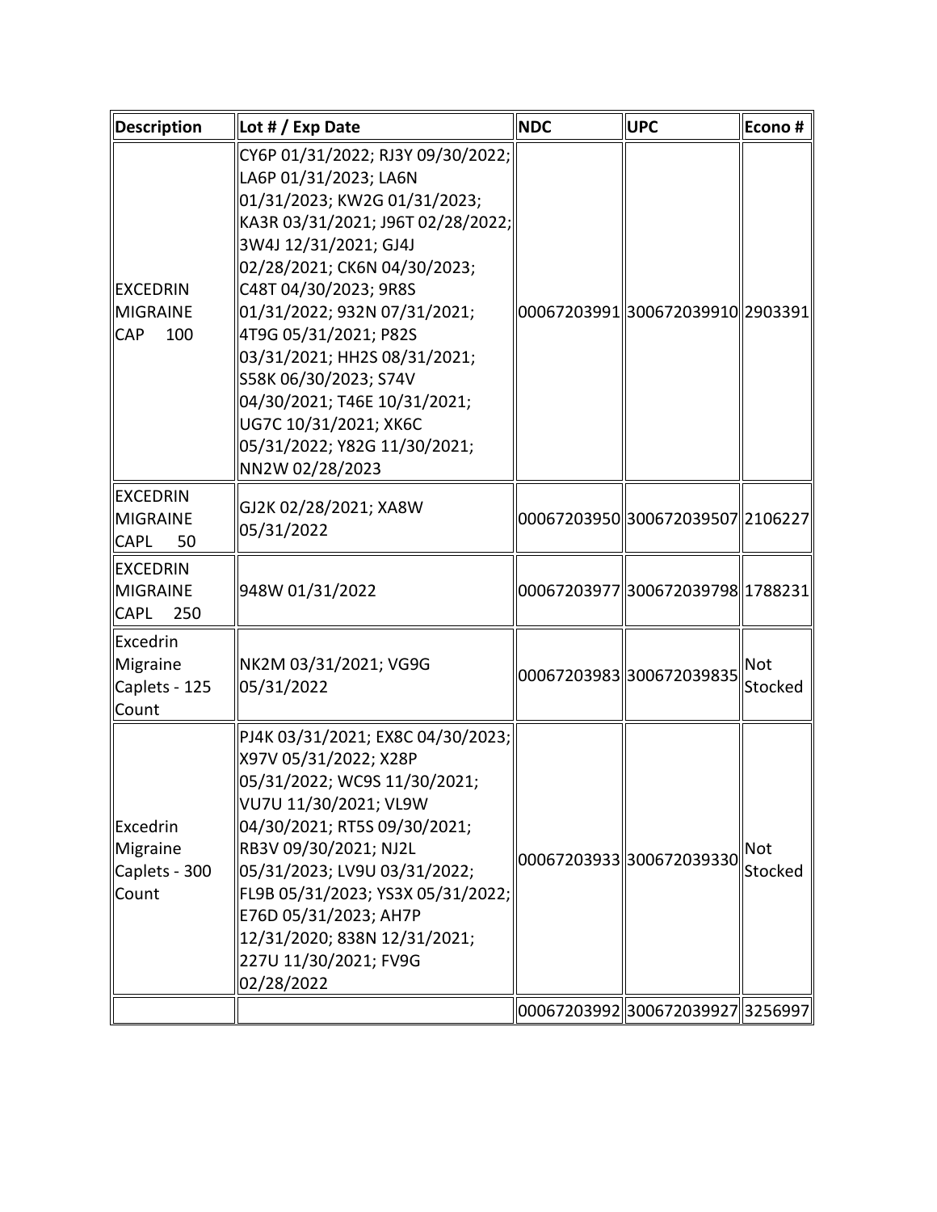| Description | Lot # / Exp Date | NDC | UPC | Econo # |
|---|---|---|---|---|
| EXCEDRIN MIGRAINE CAP 100 | CY6P 01/31/2022; RJ3Y 09/30/2022; LA6P 01/31/2023; LA6N 01/31/2023; KW2G 01/31/2023; KA3R 03/31/2021; J96T 02/28/2022; 3W4J 12/31/2021; GJ4J 02/28/2021; CK6N 04/30/2023; C48T 04/30/2023; 9R8S 01/31/2022; 932N 07/31/2021; 4T9G 05/31/2021; P82S 03/31/2021; HH2S 08/31/2021; S58K 06/30/2023; S74V 04/30/2021; T46E 10/31/2021; UG7C 10/31/2021; XK6C 05/31/2022; Y82G 11/30/2021; NN2W 02/28/2023 | 00067203991 | 300672039910 | 2903391 |
| EXCEDRIN MIGRAINE CAPL 50 | GJ2K 02/28/2021; XA8W 05/31/2022 | 00067203950 | 300672039507 | 2106227 |
| EXCEDRIN MIGRAINE CAPL 250 | 948W 01/31/2022 | 00067203977 | 300672039798 | 1788231 |
| Excedrin Migraine Caplets - 125 Count | NK2M 03/31/2021; VG9G 05/31/2022 | 00067203983 | 300672039835 | Not Stocked |
| Excedrin Migraine Caplets - 300 Count | PJ4K 03/31/2021; EX8C 04/30/2023; X97V 05/31/2022; X28P 05/31/2022; WC9S 11/30/2021; VU7U 11/30/2021; VL9W 04/30/2021; RT5S 09/30/2021; RB3V 09/30/2021; NJ2L 05/31/2023; LV9U 03/31/2022; FL9B 05/31/2023; YS3X 05/31/2022; E76D 05/31/2023; AH7P 12/31/2020; 838N 12/31/2021; 227U 11/30/2021; FV9G 02/28/2022 | 00067203933 | 300672039330 | Not Stocked |
| | | 00067203992 | 300672039927 | 3256997 |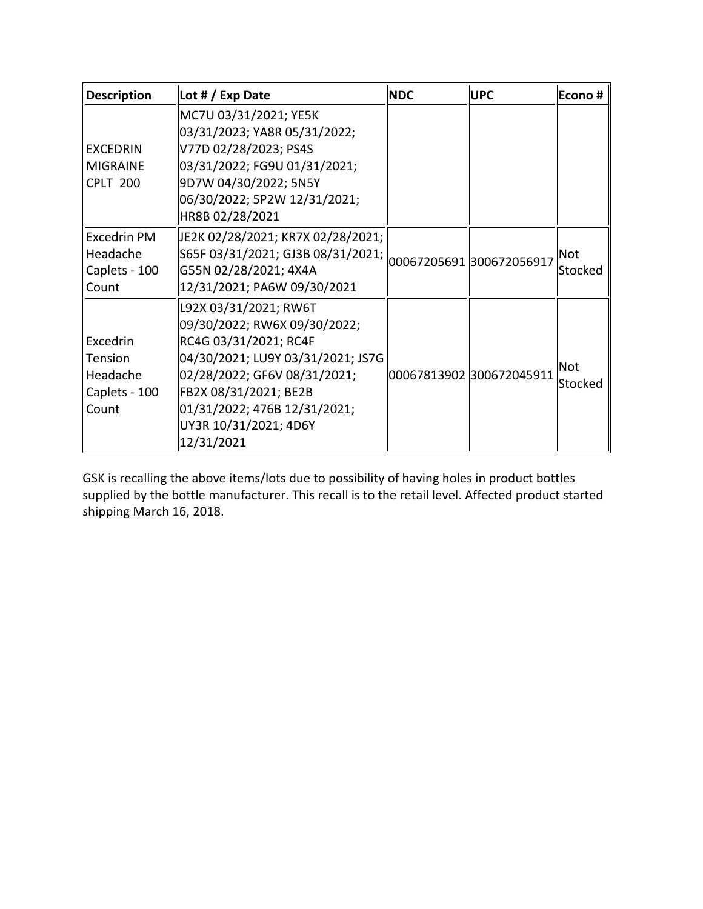| Description | Lot # / Exp Date | NDC | UPC | Econo # |
|---|---|---|---|---|
| EXCEDRIN MIGRAINE CPLT 200 | MC7U 03/31/2021; YE5K 03/31/2023; YA8R 05/31/2022; V77D 02/28/2023; PS4S 03/31/2022; FG9U 01/31/2021; 9D7W 04/30/2022; 5N5Y 06/30/2022; 5P2W 12/31/2021; HR8B 02/28/2021 | | | |
| Excedrin PM Headache Caplets - 100 Count | JE2K 02/28/2021; KR7X 02/28/2021; S65F 03/31/2021; GJ3B 08/31/2021; G55N 02/28/2021; 4X4A 12/31/2021; PA6W 09/30/2021 | 00067205691 | 300672056917 | Not Stocked |
| Excedrin Tension Headache Caplets - 100 Count | L92X 03/31/2021; RW6T 09/30/2022; RW6X 09/30/2022; RC4G 03/31/2021; RC4F 04/30/2021; LU9Y 03/31/2021; JS7G 02/28/2022; GF6V 08/31/2021; FB2X 08/31/2021; BE2B 01/31/2022; 476B 12/31/2021; UY3R 10/31/2021; 4D6Y 12/31/2021 | 00067813902 | 300672045911 | Not Stocked |

GSK is recalling the above items/lots due to possibility of having holes in product bottles supplied by the bottle manufacturer. This recall is to the retail level. Affected product started shipping March 16, 2018.